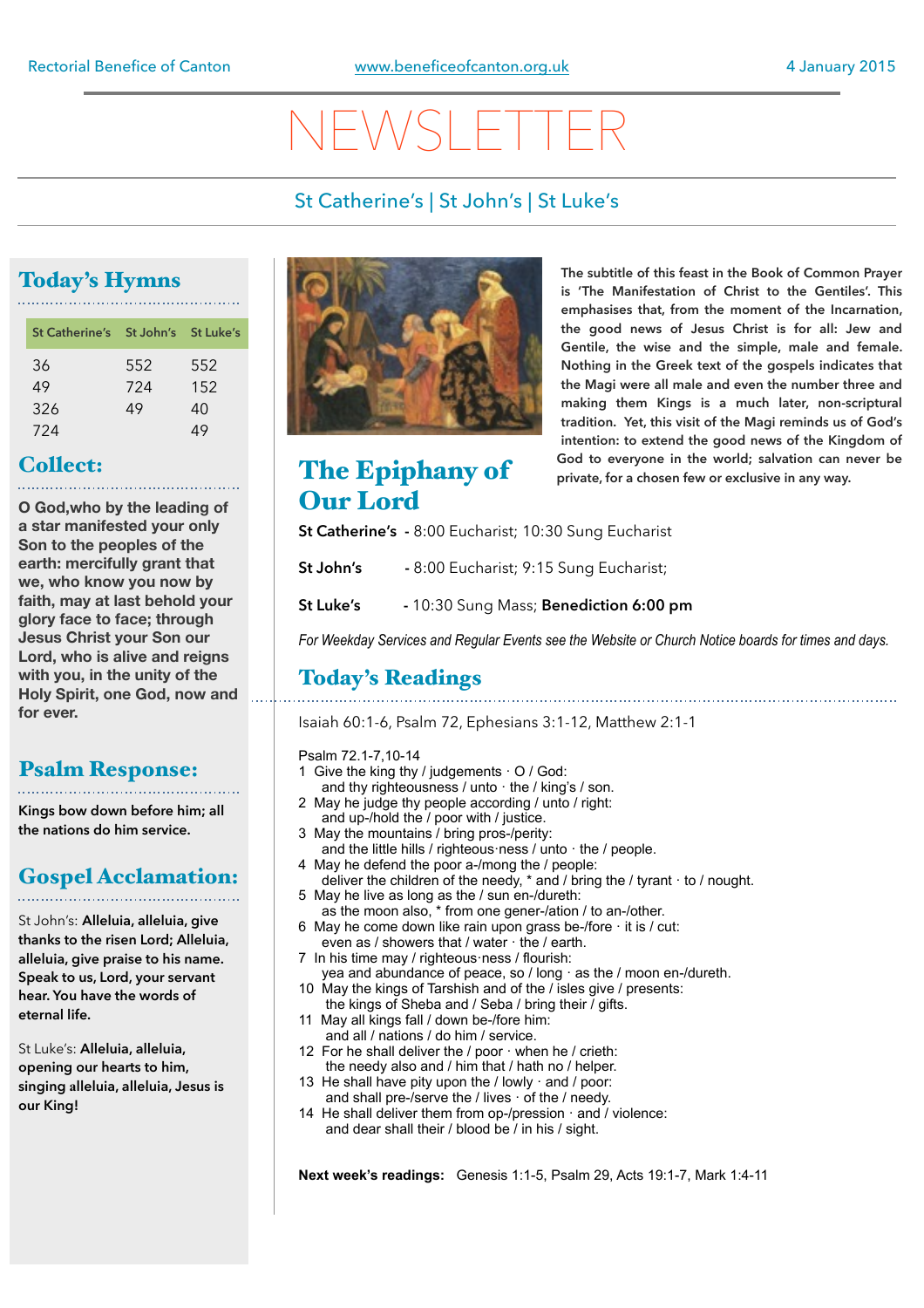Rectorial Benefice of Canton | www.beneficeofcanton.org.uk | 4 January 2015

# NEWSLETTER

St Catherine's | St John's | St Luke's

## Today's Hymns

| St Catherine's | St John's | St Luke's |
|---|---|---|
| 36 | 552 | 552 |
| 49 | 724 | 152 |
| 326 | 49 | 40 |
| 724 | | 49 |

## Collect:

**O God,who by the leading of a star manifested your only Son to the peoples of the earth: mercifully grant that we, who know you now by faith, may at last behold your glory face to face; through Jesus Christ your Son our Lord, who is alive and reigns with you, in the unity of the Holy Spirit, one God, now and for ever.**

## Psalm Response:

**Kings bow down before him; all the nations do him service.**

## Gospel Acclamation:

St John's: **Alleluia, alleluia, give thanks to the risen Lord; Alleluia, alleluia, give praise to his name. Speak to us, Lord, your servant hear. You have the words of eternal life.**

St Luke's: **Alleluia, alleluia, opening our hearts to him, singing alleluia, alleluia, Jesus is our King!**

**The subtitle of this feast in the Book of Common Prayer is 'The Manifestation of Christ to the Gentiles'. This emphasises that, from the moment of the Incarnation, the good news of Jesus Christ is for all: Jew and Gentile, the wise and the simple, male and female. Nothing in the Greek text of the gospels indicates that the Magi were all male and even the number three and making them Kings is a much later, non-scriptural tradition. Yet, this visit of the Magi reminds us of God's intention: to extend the good news of the Kingdom of God to everyone in the world; salvation can never be private, for a chosen few or exclusive in any way.**

## The Epiphany of Our Lord

**St Catherine's** - 8:00 Eucharist; 10:30 Sung Eucharist

**St John's** - 8:00 Eucharist; 9:15 Sung Eucharist;

**St Luke's** - 10:30 Sung Mass; **Benediction 6:00 pm**

*For Weekday Services and Regular Events see the Website or Church Notice boards for times and days.*

## Today's Readings

Isaiah 60:1-6, Psalm 72, Ephesians 3:1-12, Matthew 2:1-1

Psalm 72.1-7,10-14

1 Give the king thy / judgements · O / God:
 and thy righteousness / unto · the / king's / son.
2 May he judge thy people according / unto / right:
 and up-/hold the / poor with / justice.
3 May the mountains / bring pros-/perity:
 and the little hills / righteous·ness / unto · the / people.
4 May he defend the poor a-/mong the / people:
 deliver the children of the needy, * and / bring the / tyrant · to / nought.
5 May he live as long as the / sun en-/dureth:
 as the moon also, * from one gener-/ation / to an-/other.
6 May he come down like rain upon grass be-/fore · it is / cut:
 even as / showers that / water · the / earth.
7 In his time may / righteous·ness / flourish:
 yea and abundance of peace, so / long · as the / moon en-/dureth.
10 May the kings of Tarshish and of the / isles give / presents:
 the kings of Sheba and / Seba / bring their / gifts.
11 May all kings fall / down be-/fore him:
 and all / nations / do him / service.
12 For he shall deliver the / poor · when he / crieth:
 the needy also and / him that / hath no / helper.
13 He shall have pity upon the / lowly · and / poor:
 and shall pre-/serve the / lives · of the / needy.
14 He shall deliver them from op-/pression · and / violence:
 and dear shall their / blood be / in his / sight.

**Next week's readings:** Genesis 1:1-5, Psalm 29, Acts 19:1-7, Mark 1:4-11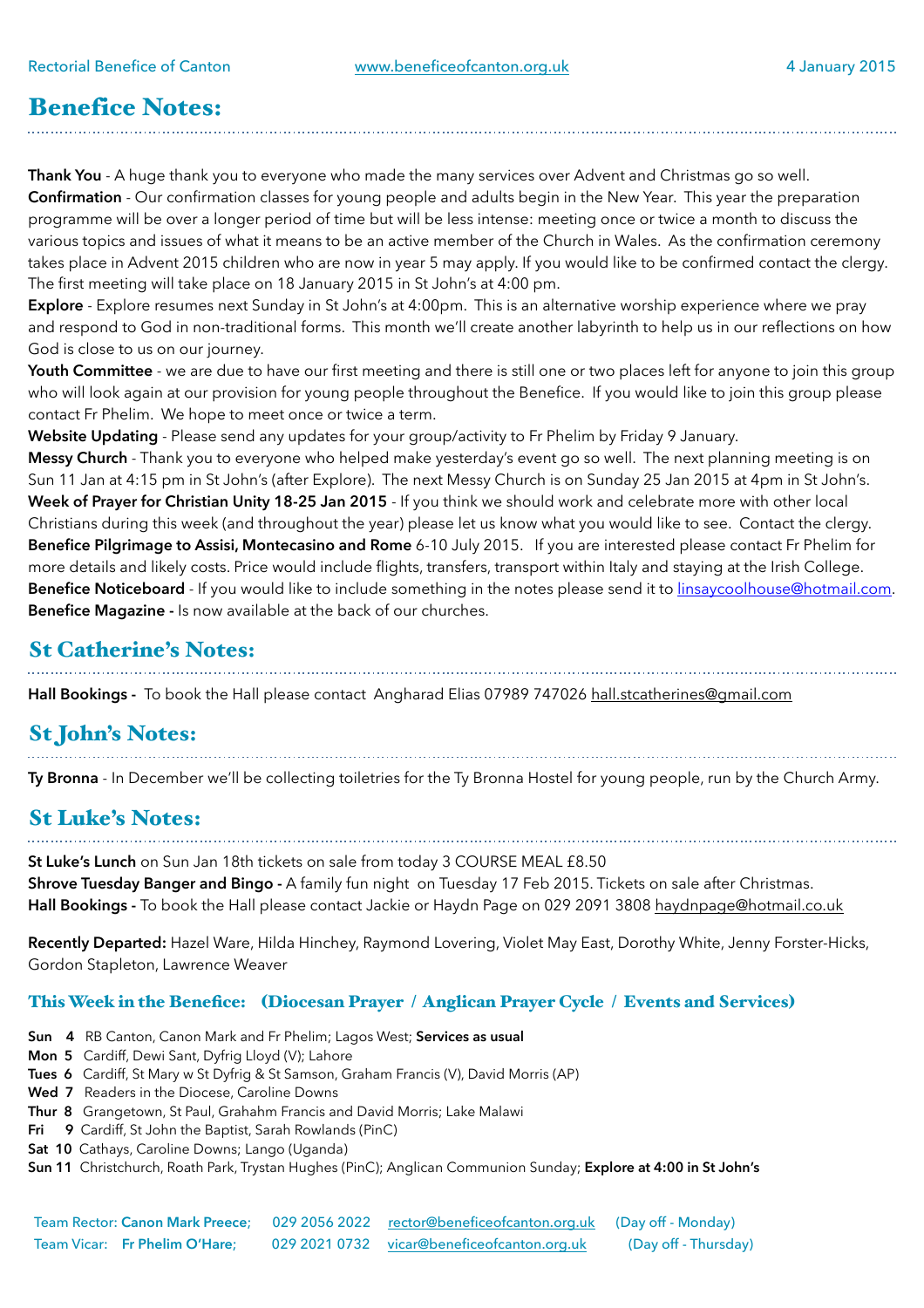Rectorial Benefice of Canton | www.beneficeofcanton.org.uk | 4 January 2015

# Benefice Notes:

**Thank You** - A huge thank you to everyone who made the many services over Advent and Christmas go so well.
**Confirmation** - Our confirmation classes for young people and adults begin in the New Year. This year the preparation programme will be over a longer period of time but will be less intense: meeting once or twice a month to discuss the various topics and issues of what it means to be an active member of the Church in Wales. As the confirmation ceremony takes place in Advent 2015 children who are now in year 5 may apply. If you would like to be confirmed contact the clergy. The first meeting will take place on 18 January 2015 in St John's at 4:00 pm.
**Explore** - Explore resumes next Sunday in St John's at 4:00pm. This is an alternative worship experience where we pray and respond to God in non-traditional forms. This month we'll create another labyrinth to help us in our reflections on how God is close to us on our journey.
**Youth Committee** - we are due to have our first meeting and there is still one or two places left for anyone to join this group who will look again at our provision for young people throughout the Benefice. If you would like to join this group please contact Fr Phelim. We hope to meet once or twice a term.
**Website Updating** - Please send any updates for your group/activity to Fr Phelim by Friday 9 January.
**Messy Church** - Thank you to everyone who helped make yesterday's event go so well. The next planning meeting is on Sun 11 Jan at 4:15 pm in St John's (after Explore). The next Messy Church is on Sunday 25 Jan 2015 at 4pm in St John's.
**Week of Prayer for Christian Unity 18-25 Jan 2015** - If you think we should work and celebrate more with other local Christians during this week (and throughout the year) please let us know what you would like to see. Contact the clergy.
**Benefice Pilgrimage to Assisi, Montecasino and Rome** 6-10 July 2015. If you are interested please contact Fr Phelim for more details and likely costs. Price would include flights, transfers, transport within Italy and staying at the Irish College.
**Benefice Noticeboard** - If you would like to include something in the notes please send it to linsaycoolhouse@hotmail.com.
**Benefice Magazine -** Is now available at the back of our churches.

## St Catherine's Notes:

**Hall Bookings -** To book the Hall please contact Angharad Elias 07989 747026 hall.stcatherines@gmail.com

## St John's Notes:

**Ty Bronna** - In December we'll be collecting toiletries for the Ty Bronna Hostel for young people, run by the Church Army.

## St Luke's Notes:

**St Luke's Lunch** on Sun Jan 18th tickets on sale from today 3 COURSE MEAL £8.50
**Shrove Tuesday Banger and Bingo -** A family fun night on Tuesday 17 Feb 2015. Tickets on sale after Christmas.
**Hall Bookings -** To book the Hall please contact Jackie or Haydn Page on 029 2091 3808 haydnpage@hotmail.co.uk

**Recently Departed:** Hazel Ware, Hilda Hinchey, Raymond Lovering, Violet May East, Dorothy White, Jenny Forster-Hicks, Gordon Stapleton, Lawrence Weaver

### This Week in the Benefice: (Diocesan Prayer / Anglican Prayer Cycle / Events and Services)

**Sun 4** RB Canton, Canon Mark and Fr Phelim; Lagos West; **Services as usual**
**Mon 5** Cardiff, Dewi Sant, Dyfrig Lloyd (V); Lahore
**Tues 6** Cardiff, St Mary w St Dyfrig & St Samson, Graham Francis (V), David Morris (AP)
**Wed 7** Readers in the Diocese, Caroline Downs
**Thur 8** Grangetown, St Paul, Grahahm Francis and David Morris; Lake Malawi
**Fri 9** Cardiff, St John the Baptist, Sarah Rowlands (PinC)
**Sat 10** Cathays, Caroline Downs; Lango (Uganda)
**Sun 11** Christchurch, Roath Park, Trystan Hughes (PinC); Anglican Communion Sunday; **Explore at 4:00 in St John's**

Team Rector: **Canon Mark Preece;** 029 2056 2022 rector@beneficeofcanton.org.uk (Day off - Monday)
Team Vicar: **Fr Phelim O'Hare;** 029 2021 0732 vicar@beneficeofcanton.org.uk (Day off - Thursday)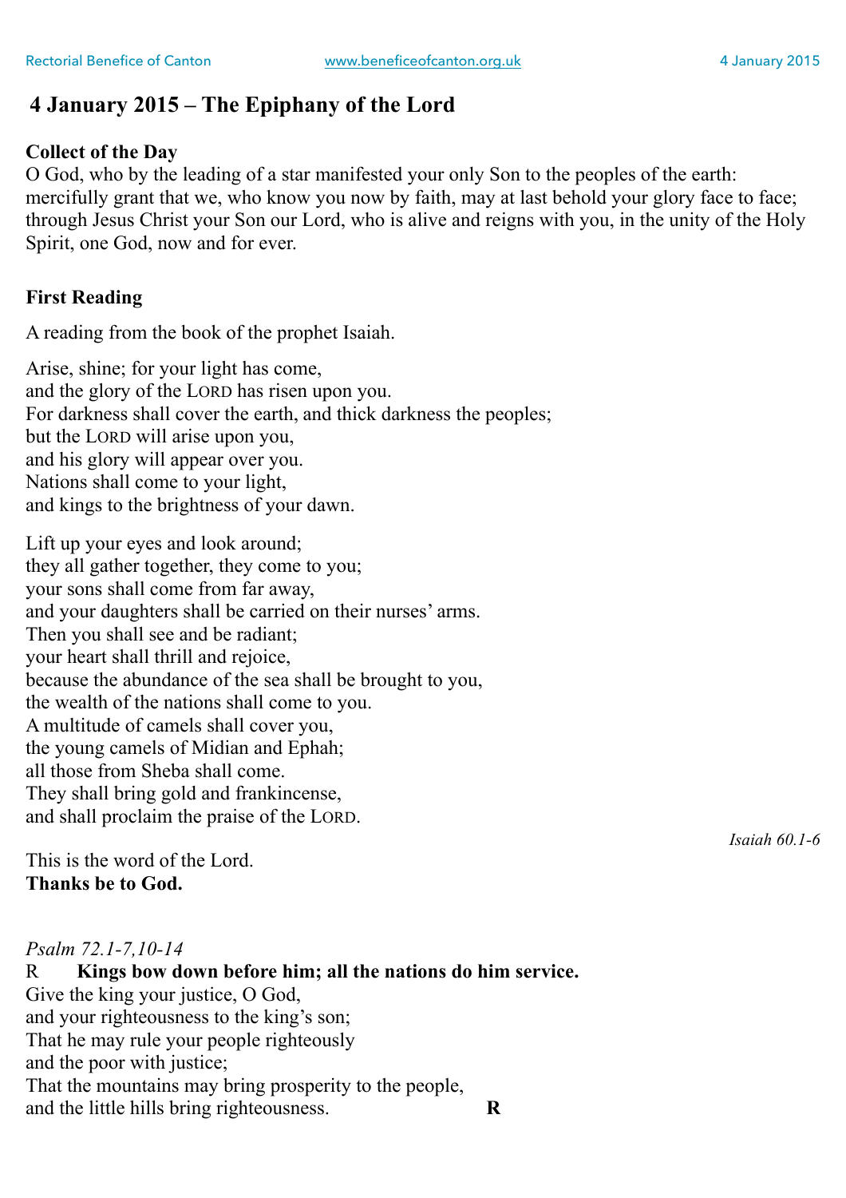## 4 January 2015 – The Epiphany of the Lord

**Collect of the Day**
O God, who by the leading of a star manifested your only Son to the peoples of the earth: mercifully grant that we, who know you now by faith, may at last behold your glory face to face; through Jesus Christ your Son our Lord, who is alive and reigns with you, in the unity of the Holy Spirit, one God, now and for ever.

**First Reading**

A reading from the book of the prophet Isaiah.

Arise, shine; for your light has come,
and the glory of the LORD has risen upon you.
For darkness shall cover the earth, and thick darkness the peoples;
but the LORD will arise upon you,
and his glory will appear over you.
Nations shall come to your light,
and kings to the brightness of your dawn.

Lift up your eyes and look around;
they all gather together, they come to you;
your sons shall come from far away,
and your daughters shall be carried on their nurses' arms.
Then you shall see and be radiant;
your heart shall thrill and rejoice,
because the abundance of the sea shall be brought to you,
the wealth of the nations shall come to you.
A multitude of camels shall cover you,
the young camels of Midian and Ephah;
all those from Sheba shall come.
They shall bring gold and frankincense,
and shall proclaim the praise of the LORD.

*Isaiah 60.1-6*

This is the word of the Lord.
**Thanks be to God.**

*Psalm 72.1-7,10-14*
R **Kings bow down before him; all the nations do him service.**
Give the king your justice, O God,
and your righteousness to the king's son;
That he may rule your people righteously
and the poor with justice;
That the mountains may bring prosperity to the people,
and the little hills bring righteousness. **R**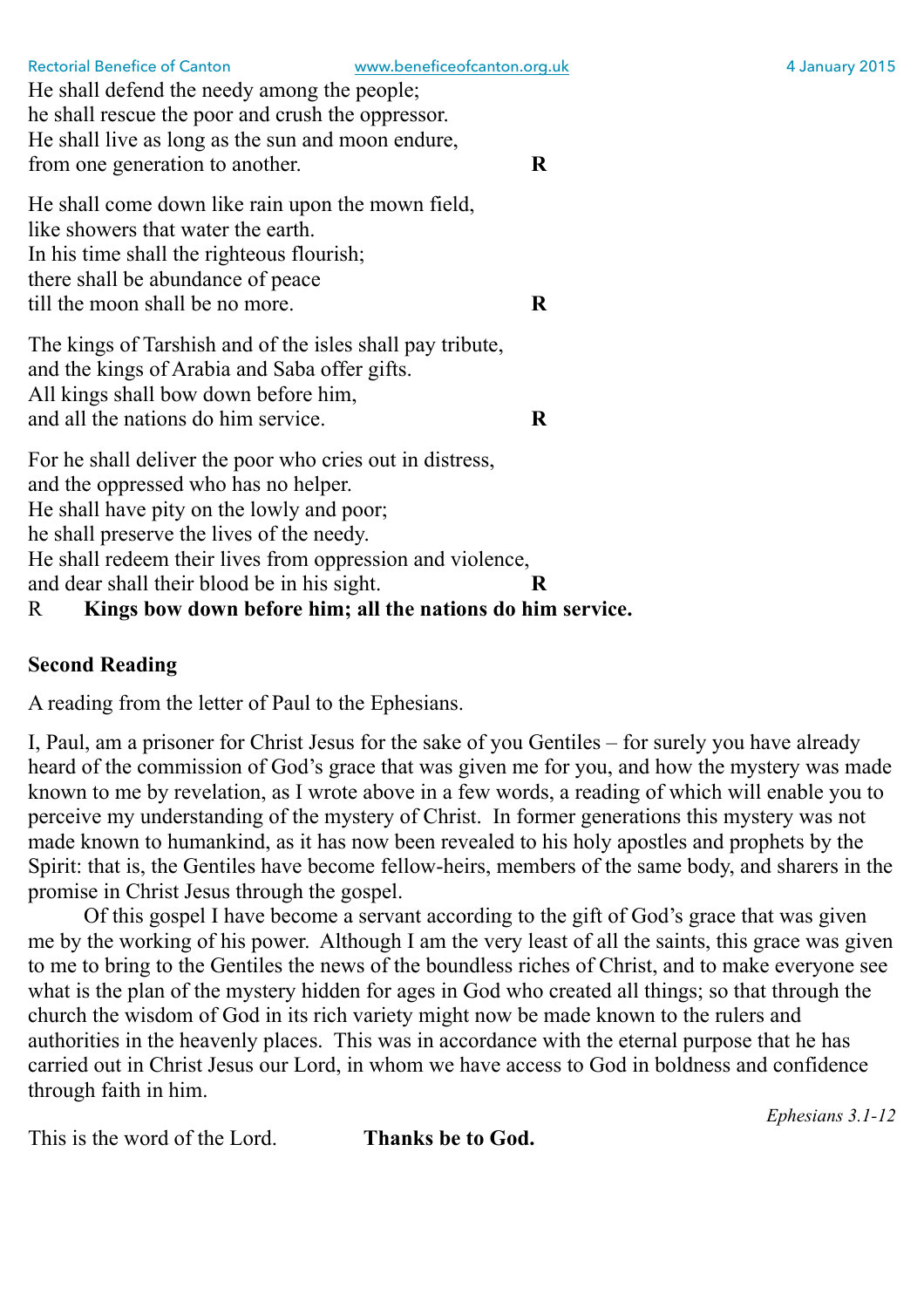He shall defend the needy among the people;
he shall rescue the poor and crush the oppressor.
He shall live as long as the sun and moon endure,
from one generation to another. **R**

He shall come down like rain upon the mown field,
like showers that water the earth.
In his time shall the righteous flourish;
there shall be abundance of peace
till the moon shall be no more. **R**

The kings of Tarshish and of the isles shall pay tribute,
and the kings of Arabia and Saba offer gifts.
All kings shall bow down before him,
and all the nations do him service. **R**

For he shall deliver the poor who cries out in distress,
and the oppressed who has no helper.
He shall have pity on the lowly and poor;
he shall preserve the lives of the needy.
He shall redeem their lives from oppression and violence,
and dear shall their blood be in his sight. **R**

R **Kings bow down before him; all the nations do him service.**

**Second Reading**

A reading from the letter of Paul to the Ephesians.

I, Paul, am a prisoner for Christ Jesus for the sake of you Gentiles – for surely you have already heard of the commission of God's grace that was given me for you, and how the mystery was made known to me by revelation, as I wrote above in a few words, a reading of which will enable you to perceive my understanding of the mystery of Christ. In former generations this mystery was not made known to humankind, as it has now been revealed to his holy apostles and prophets by the Spirit: that is, the Gentiles have become fellow-heirs, members of the same body, and sharers in the promise in Christ Jesus through the gospel.

Of this gospel I have become a servant according to the gift of God's grace that was given me by the working of his power. Although I am the very least of all the saints, this grace was given to me to bring to the Gentiles the news of the boundless riches of Christ, and to make everyone see what is the plan of the mystery hidden for ages in God who created all things; so that through the church the wisdom of God in its rich variety might now be made known to the rulers and authorities in the heavenly places. This was in accordance with the eternal purpose that he has carried out in Christ Jesus our Lord, in whom we have access to God in boldness and confidence through faith in him.

*Ephesians 3.1-12*

This is the word of the Lord. **Thanks be to God.**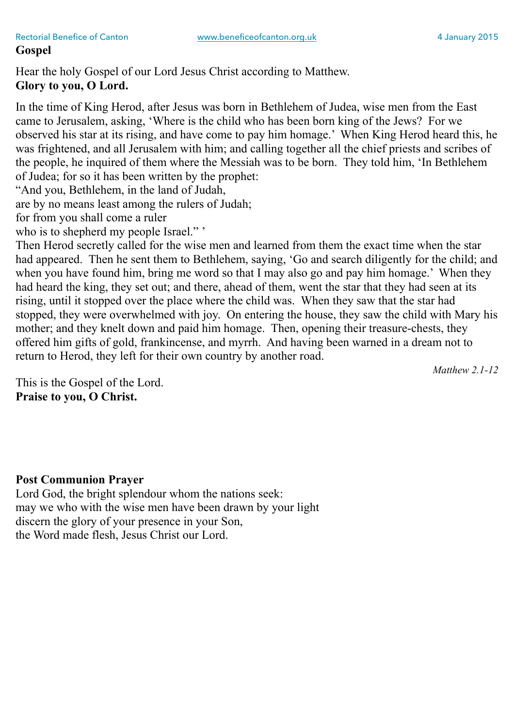## Gospel

Hear the holy Gospel of our Lord Jesus Christ according to Matthew.
**Glory to you, O Lord.**

In the time of King Herod, after Jesus was born in Bethlehem of Judea, wise men from the East came to Jerusalem, asking, 'Where is the child who has been born king of the Jews? For we observed his star at its rising, and have come to pay him homage.' When King Herod heard this, he was frightened, and all Jerusalem with him; and calling together all the chief priests and scribes of the people, he inquired of them where the Messiah was to be born. They told him, 'In Bethlehem of Judea; for so it has been written by the prophet:
"And you, Bethlehem, in the land of Judah,
are by no means least among the rulers of Judah;
for from you shall come a ruler
who is to shepherd my people Israel." '
Then Herod secretly called for the wise men and learned from them the exact time when the star had appeared. Then he sent them to Bethlehem, saying, 'Go and search diligently for the child; and when you have found him, bring me word so that I may also go and pay him homage.' When they had heard the king, they set out; and there, ahead of them, went the star that they had seen at its rising, until it stopped over the place where the child was. When they saw that the star had stopped, they were overwhelmed with joy. On entering the house, they saw the child with Mary his mother; and they knelt down and paid him homage. Then, opening their treasure-chests, they offered him gifts of gold, frankincense, and myrrh. And having been warned in a dream not to return to Herod, they left for their own country by another road.

*Matthew 2.1-12*

This is the Gospel of the Lord.
**Praise to you, O Christ.**

## Post Communion Prayer

Lord God, the bright splendour whom the nations seek:
may we who with the wise men have been drawn by your light
discern the glory of your presence in your Son,
the Word made flesh, Jesus Christ our Lord.